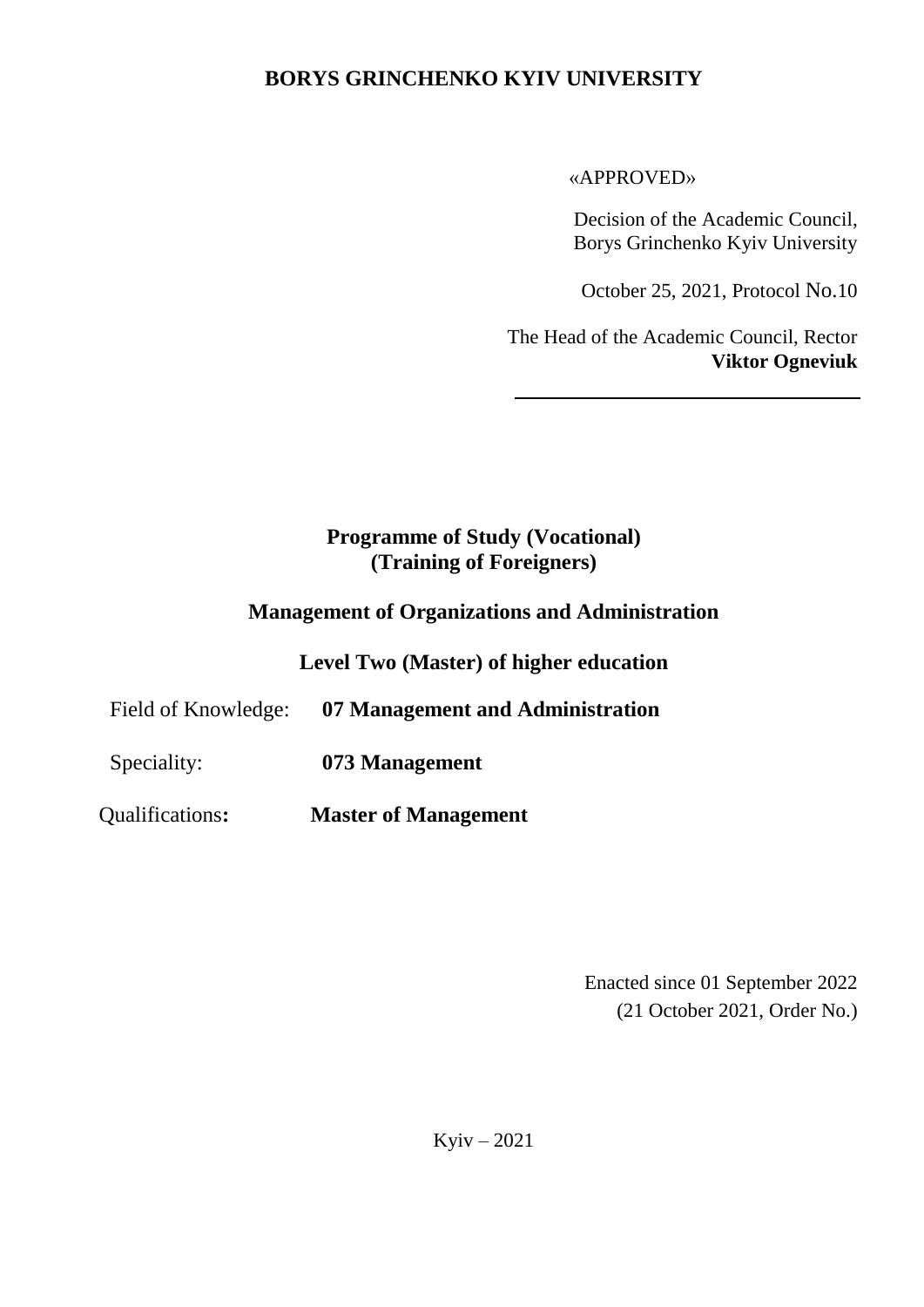**BORYS GRINCHENKO KYIV UNIVERSITY**

«APPROVED»

Decision of the Academic Council,
Borys Grinchenko Kyiv University

October 25, 2021, Protocol No.10

The Head of the Academic Council, Rector
**Viktor Ogneviuk**

# Programme of Study (Vocational)
# (Training of Foreigners)

## Management of Organizations and Administration

## Level Two (Master) of higher education

Field of Knowledge: **07 Management and Administration**

Speciality: **073 Management**

Qualifications**:** **Master of Management**

Enacted since 01 September 2022
(21 October 2021, Order No.)

Kyiv – 2021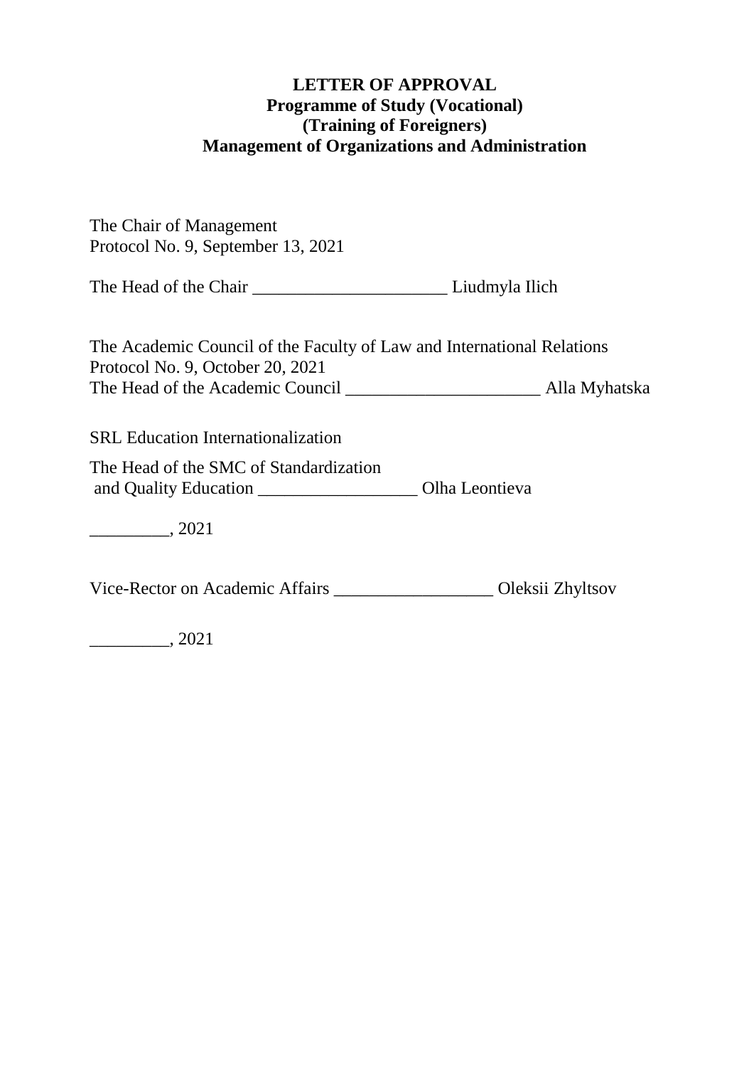**LETTER OF APPROVAL**
**Programme of Study (Vocational)**
**(Training of Foreigners)**
**Management of Organizations and Administration**

The Chair of Management
Protocol No. 9, September 13, 2021

The Head of the Chair ______________________ Liudmyla Ilich

The Academic Council of the Faculty of Law and International Relations
Protocol No. 9, October 20, 2021
The Head of the Academic Council ______________________ Alla Myhatska

SRL Education Internationalization

The Head of the SMC of Standardization
and Quality Education __________________ Olha Leontieva

_________, 2021

Vice-Rector on Academic Affairs __________________ Oleksii Zhyltsov

_________, 2021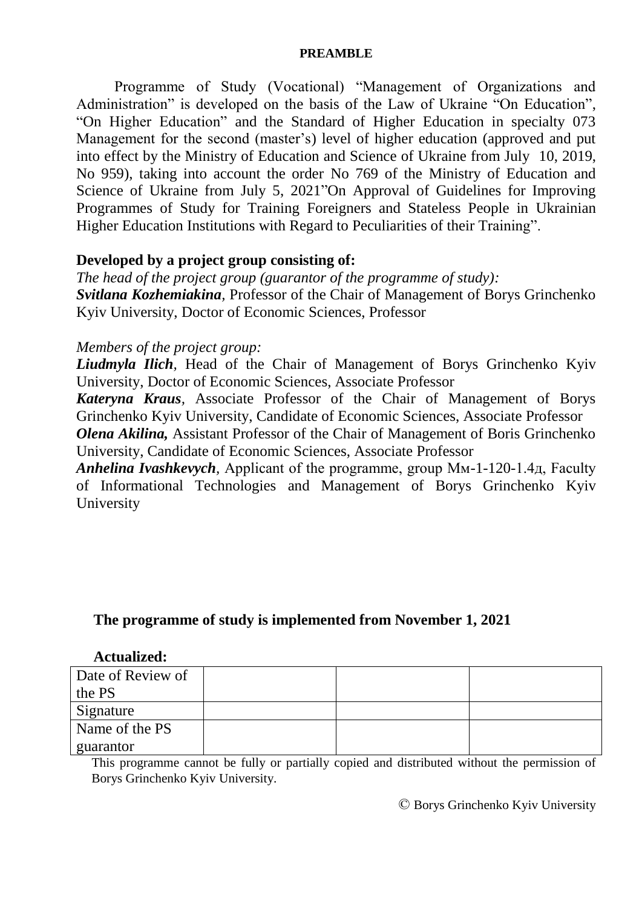# PREAMBLE

Programme of Study (Vocational) "Management of Organizations and Administration" is developed on the basis of the Law of Ukraine "On Education", "On Higher Education" and the Standard of Higher Education in specialty 073 Management for the second (master's) level of higher education (approved and put into effect by the Ministry of Education and Science of Ukraine from July 10, 2019, No 959), taking into account the order No 769 of the Ministry of Education and Science of Ukraine from July 5, 2021"On Approval of Guidelines for Improving Programmes of Study for Training Foreigners and Stateless People in Ukrainian Higher Education Institutions with Regard to Peculiarities of their Training".

## Developed by a project group consisting of:

*The head of the project group (guarantor of the programme of study):*
***Svitlana Kozhemiakina***, Professor of the Chair of Management of Borys Grinchenko Kyiv University, Doctor of Economic Sciences, Professor

*Members of the project group:*
***Liudmyla Ilich***, Head of the Chair of Management of Borys Grinchenko Kyiv University, Doctor of Economic Sciences, Associate Professor
***Kateryna Kraus***, Associate Professor of the Chair of Management of Borys Grinchenko Kyiv University, Candidate of Economic Sciences, Associate Professor
***Olena Akilina,*** Assistant Professor of the Chair of Management of Boris Grinchenko University, Candidate of Economic Sciences, Associate Professor
***Anhelina Ivashkevych***, Applicant of the programme, group Мм-1-120-1.4д, Faculty of Informational Technologies and Management of Borys Grinchenko Kyiv University

**The programme of study is implemented from November 1, 2021**

**Actualized:**

| Date of Review of the PS | | | |
|---|---|---|---|
| Signature | | | |
| Name of the PS guarantor | | | |

This programme cannot be fully or partially copied and distributed without the permission of Borys Grinchenko Kyiv University.

© Borys Grinchenko Kyiv University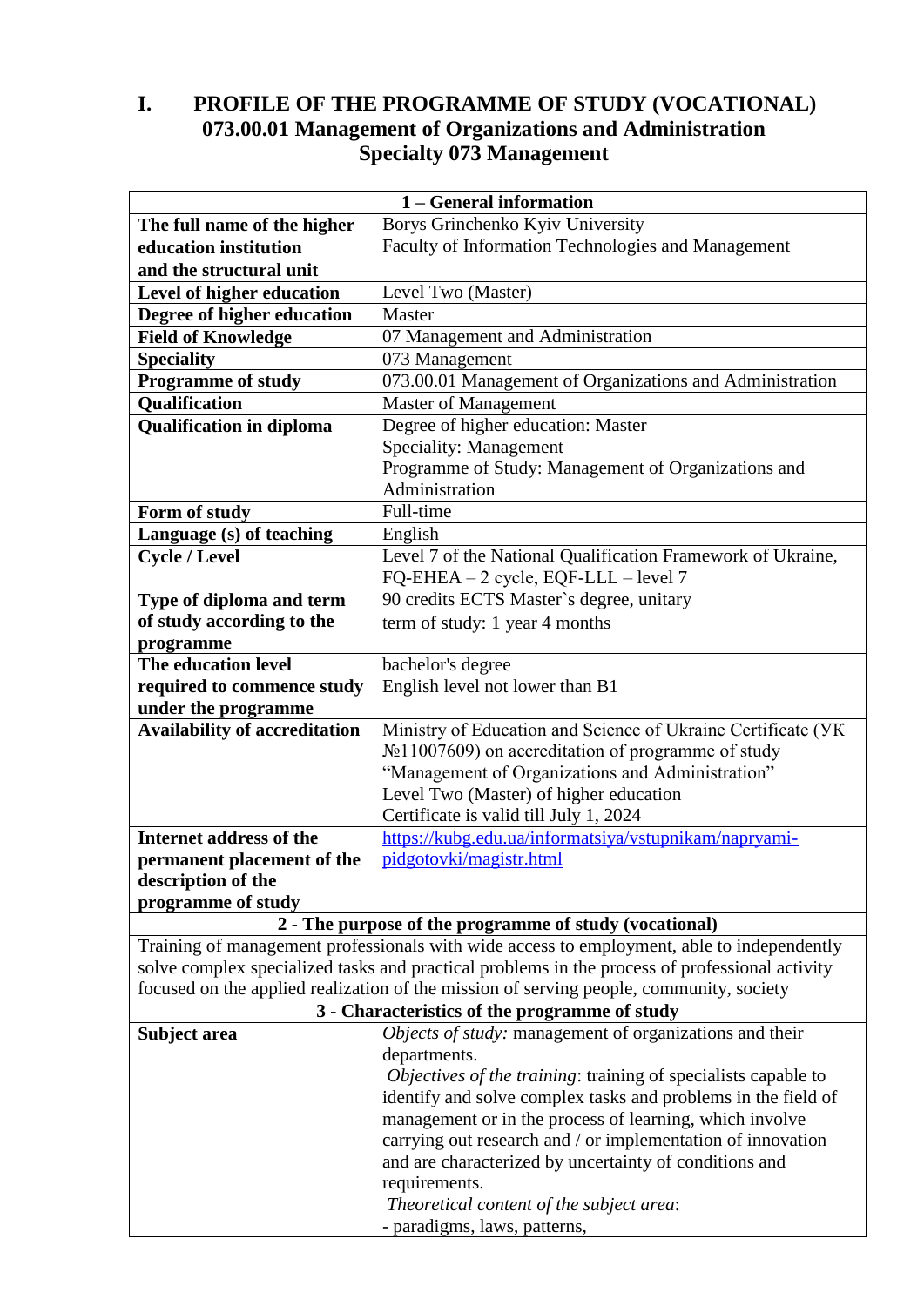# I. PROFILE OF THE PROGRAMME OF STUDY (VOCATIONAL) 073.00.01 Management of Organizations and Administration Specialty 073 Management

| 1 – General information | |
|---|---|
| **The full name of the higher education institution and the structural unit** | Borys Grinchenko Kyiv University<br>Faculty of Information Technologies and Management |
| **Level of higher education** | Level Two (Master) |
| **Degree of higher education** | Master |
| **Field of Knowledge** | 07 Management and Administration |
| **Speciality** | 073 Management |
| **Programme of study** | 073.00.01 Management of Organizations and Administration |
| **Qualification** | Master of Management |
| **Qualification in diploma** | Degree of higher education: Master<br>Speciality: Management<br>Programme of Study: Management of Organizations and Administration |
| **Form of study** | Full-time |
| **Language (s) of teaching** | English |
| **Cycle / Level** | Level 7 of the National Qualification Framework of Ukraine, FQ-EHEA – 2 cycle, EQF-LLL – level 7 |
| **Type of diploma and term of study according to the programme** | 90 credits ECTS Master`s degree, unitary<br>term of study: 1 year 4 months |
| **The education level required to commence study under the programme** | bachelor's degree<br>English level not lower than B1 |
| **Availability of accreditation** | Ministry of Education and Science of Ukraine Certificate (УК №11007609) on accreditation of programme of study "Management of Organizations and Administration" Level Two (Master) of higher education<br>Certificate is valid till July 1, 2024 |
| **Internet address of the permanent placement of the description of the programme of study** | https://kubg.edu.ua/informatsiya/vstupnikam/napryami-pidgotovki/magistr.html |
| **2 - The purpose of the programme of study (vocational)** | |
| Training of management professionals with wide access to employment, able to independently solve complex specialized tasks and practical problems in the process of professional activity focused on the applied realization of the mission of serving people, community, society | |
| **3 - Characteristics of the programme of study** | |
| **Subject area** | *Objects of study:* management of organizations and their departments.<br>*Objectives of the training*: training of specialists capable to identify and solve complex tasks and problems in the field of management or in the process of learning, which involve carrying out research and / or implementation of innovation and are characterized by uncertainty of conditions and requirements.<br>*Theoretical content of the subject area*:<br>- paradigms, laws, patterns, |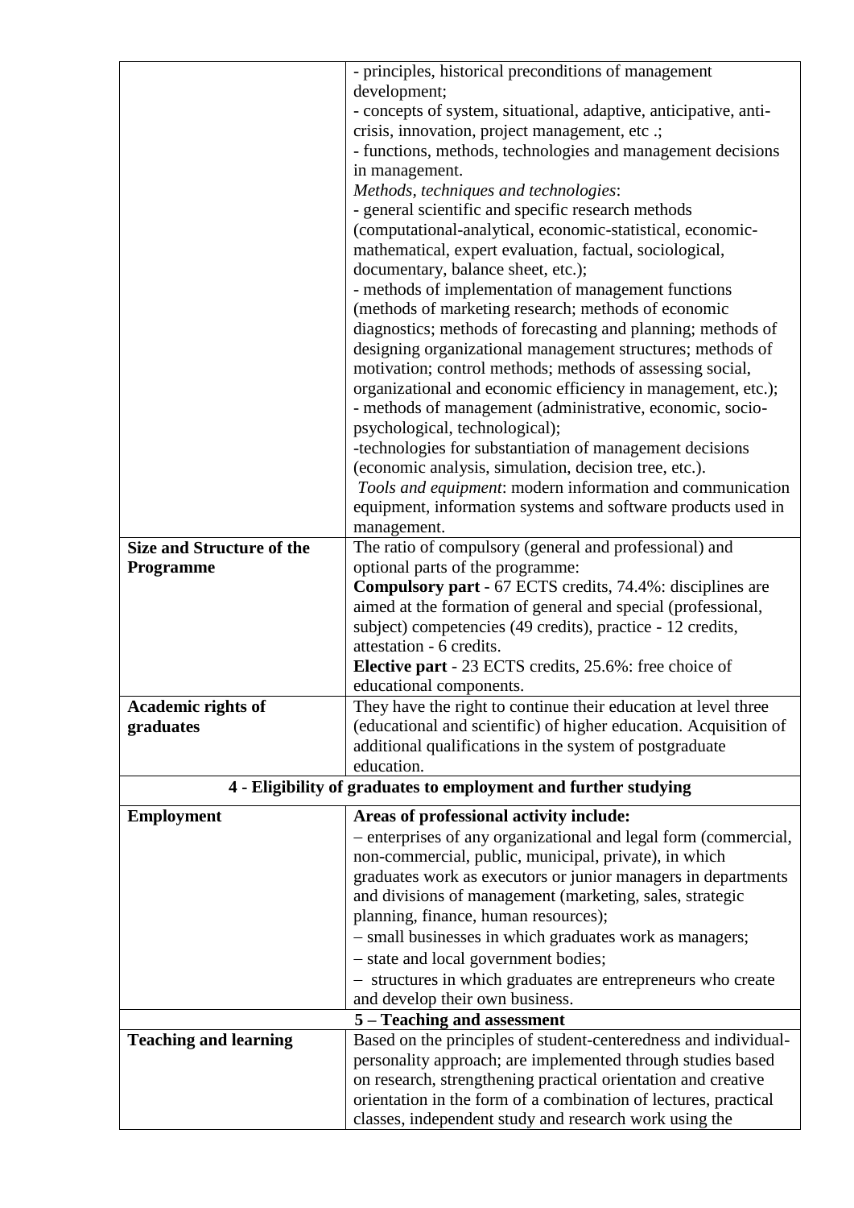| | |
|---|---|
| | - principles, historical preconditions of management development;<br>- concepts of system, situational, adaptive, anticipative, anti-crisis, innovation, project management, etc .;<br>- functions, methods, technologies and management decisions in management.<br>*Methods, techniques and technologies*:<br>- general scientific and specific research methods (computational-analytical, economic-statistical, economic-mathematical, expert evaluation, factual, sociological, documentary, balance sheet, etc.);<br>- methods of implementation of management functions (methods of marketing research; methods of economic diagnostics; methods of forecasting and planning; methods of designing organizational management structures; methods of motivation; control methods; methods of assessing social, organizational and economic efficiency in management, etc.);<br>- methods of management (administrative, economic, socio-psychological, technological);<br>-technologies for substantiation of management decisions (economic analysis, simulation, decision tree, etc.).<br>*Tools and equipment*: modern information and communication equipment, information systems and software products used in management. |
| **Size and Structure of the Programme** | The ratio of compulsory (general and professional) and optional parts of the programme:<br>**Compulsory part** - 67 ECTS credits, 74.4%: disciplines are aimed at the formation of general and special (professional, subject) competencies (49 credits), practice - 12 credits, attestation - 6 credits.<br>**Elective part** - 23 ECTS credits, 25.6%: free choice of educational components. |
| **Academic rights of graduates** | They have the right to continue their education at level three (educational and scientific) of higher education. Acquisition of additional qualifications in the system of postgraduate education. |
| **4 - Eligibility of graduates to employment and further studying** | |
| **Employment** | **Areas of professional activity include:**<br>– enterprises of any organizational and legal form (commercial, non-commercial, public, municipal, private), in which graduates work as executors or junior managers in departments and divisions of management (marketing, sales, strategic planning, finance, human resources);<br>– small businesses in which graduates work as managers;<br>– state and local government bodies;<br>– structures in which graduates are entrepreneurs who create and develop their own business. |
| **5 – Teaching and assessment** | |
| **Teaching and learning** | Based on the principles of student-centeredness and individual-personality approach; are implemented through studies based on research, strengthening practical orientation and creative orientation in the form of a combination of lectures, practical classes, independent study and research work using the |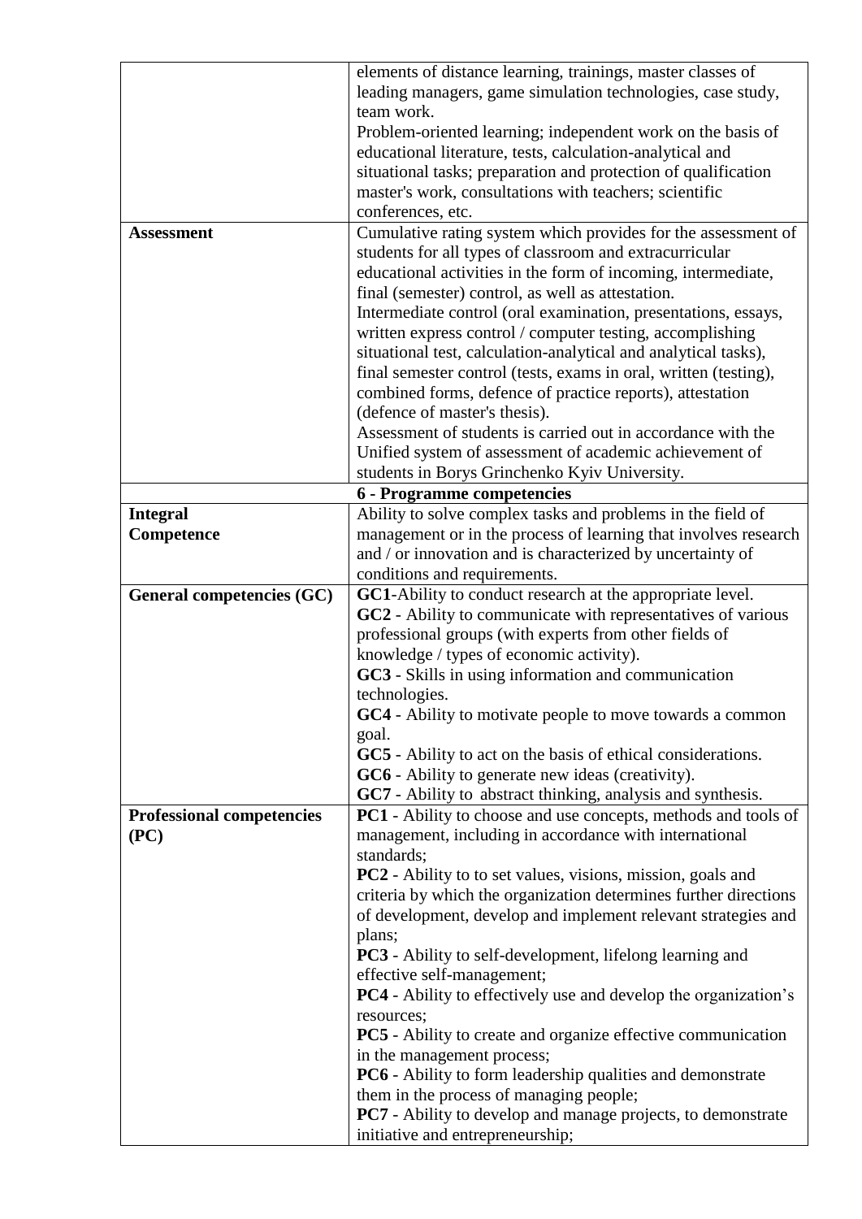| | |
|---|---|
| | elements of distance learning, trainings, master classes of leading managers, game simulation technologies, case study, team work.<br>Problem-oriented learning; independent work on the basis of educational literature, tests, calculation-analytical and situational tasks; preparation and protection of qualification master's work, consultations with teachers; scientific conferences, etc. |
| **Assessment** | Cumulative rating system which provides for the assessment of students for all types of classroom and extracurricular educational activities in the form of incoming, intermediate, final (semester) control, as well as attestation.<br>Intermediate control (oral examination, presentations, essays, written express control / computer testing, accomplishing situational test, calculation-analytical and analytical tasks), final semester control (tests, exams in oral, written (testing), combined forms, defence of practice reports), attestation (defence of master's thesis).<br>Assessment of students is carried out in accordance with the Unified system of assessment of academic achievement of students in Borys Grinchenko Kyiv University. |
| | **6 - Programme competencies** |
| **Integral Competence** | Ability to solve complex tasks and problems in the field of management or in the process of learning that involves research and / or innovation and is characterized by uncertainty of conditions and requirements. |
| **General competencies (GC)** | **GC1**-Ability to conduct research at the appropriate level.<br>**GC2** - Ability to communicate with representatives of various professional groups (with experts from other fields of knowledge / types of economic activity).<br>**GC3** - Skills in using information and communication technologies.<br>**GC4** - Ability to motivate people to move towards a common goal.<br>**GC5** - Ability to act on the basis of ethical considerations.<br>**GC6** - Ability to generate new ideas (creativity).<br>**GC7** - Ability to abstract thinking, analysis and synthesis. |
| **Professional competencies (PC)** | **PC1** - Ability to choose and use concepts, methods and tools of management, including in accordance with international standards;<br>**PC2** - Ability to to set values, visions, mission, goals and criteria by which the organization determines further directions of development, develop and implement relevant strategies and plans;<br>**PC3** - Ability to self-development, lifelong learning and effective self-management;<br>**PC4** - Ability to effectively use and develop the organization's resources;<br>**PC5** - Ability to create and organize effective communication in the management process;<br>**PC6** - Ability to form leadership qualities and demonstrate them in the process of managing people;<br>**PC7** - Ability to develop and manage projects, to demonstrate initiative and entrepreneurship; |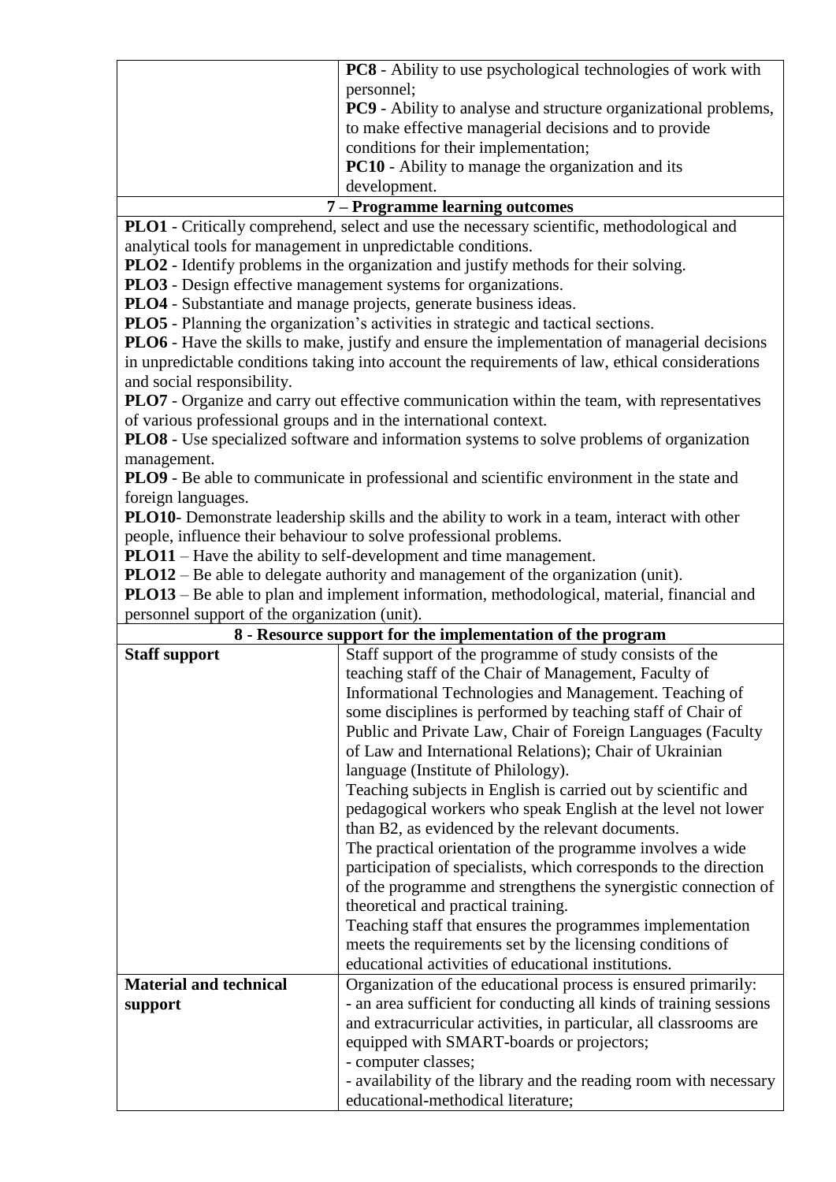| | |
|---|---|
| | **PC8** - Ability to use psychological technologies of work with personnel;<br>**PC9** - Ability to analyse and structure organizational problems, to make effective managerial decisions and to provide conditions for their implementation;<br>**PC10** - Ability to manage the organization and its development. |

**7 – Programme learning outcomes**

**PLO1** - Critically comprehend, select and use the necessary scientific, methodological and analytical tools for management in unpredictable conditions.
**PLO2** - Identify problems in the organization and justify methods for their solving.
**PLO3** - Design effective management systems for organizations.
**PLO4** - Substantiate and manage projects, generate business ideas.
**PLO5** - Planning the organization's activities in strategic and tactical sections.
**PLO6** - Have the skills to make, justify and ensure the implementation of managerial decisions in unpredictable conditions taking into account the requirements of law, ethical considerations and social responsibility.
**PLO7** - Organize and carry out effective communication within the team, with representatives of various professional groups and in the international context.
**PLO8** - Use specialized software and information systems to solve problems of organization management.
**PLO9** - Be able to communicate in professional and scientific environment in the state and foreign languages.
**PLO10**- Demonstrate leadership skills and the ability to work in a team, interact with other people, influence their behaviour to solve professional problems.
**PLO11** – Have the ability to self-development and time management.
**PLO12** – Be able to delegate authority and management of the organization (unit).
**PLO13** – Be able to plan and implement information, methodological, material, financial and personnel support of the organization (unit).

**8 - Resource support for the implementation of the program**

| | |
|---|---|
| **Staff support** | Staff support of the programme of study consists of the teaching staff of the Chair of Management, Faculty of Informational Technologies and Management. Teaching of some disciplines is performed by teaching staff of Chair of Public and Private Law, Chair of Foreign Languages (Faculty of Law and International Relations); Chair of Ukrainian language (Institute of Philology).<br>Teaching subjects in English is carried out by scientific and pedagogical workers who speak English at the level not lower than B2, as evidenced by the relevant documents.<br>The practical orientation of the programme involves a wide participation of specialists, which corresponds to the direction of the programme and strengthens the synergistic connection of theoretical and practical training.<br>Teaching staff that ensures the programmes implementation meets the requirements set by the licensing conditions of educational activities of educational institutions. |
| **Material and technical support** | Organization of the educational process is ensured primarily:<br>- an area sufficient for conducting all kinds of training sessions and extracurricular activities, in particular, all classrooms are equipped with SMART-boards or projectors;<br>- computer classes;<br>- availability of the library and the reading room with necessary educational-methodical literature; |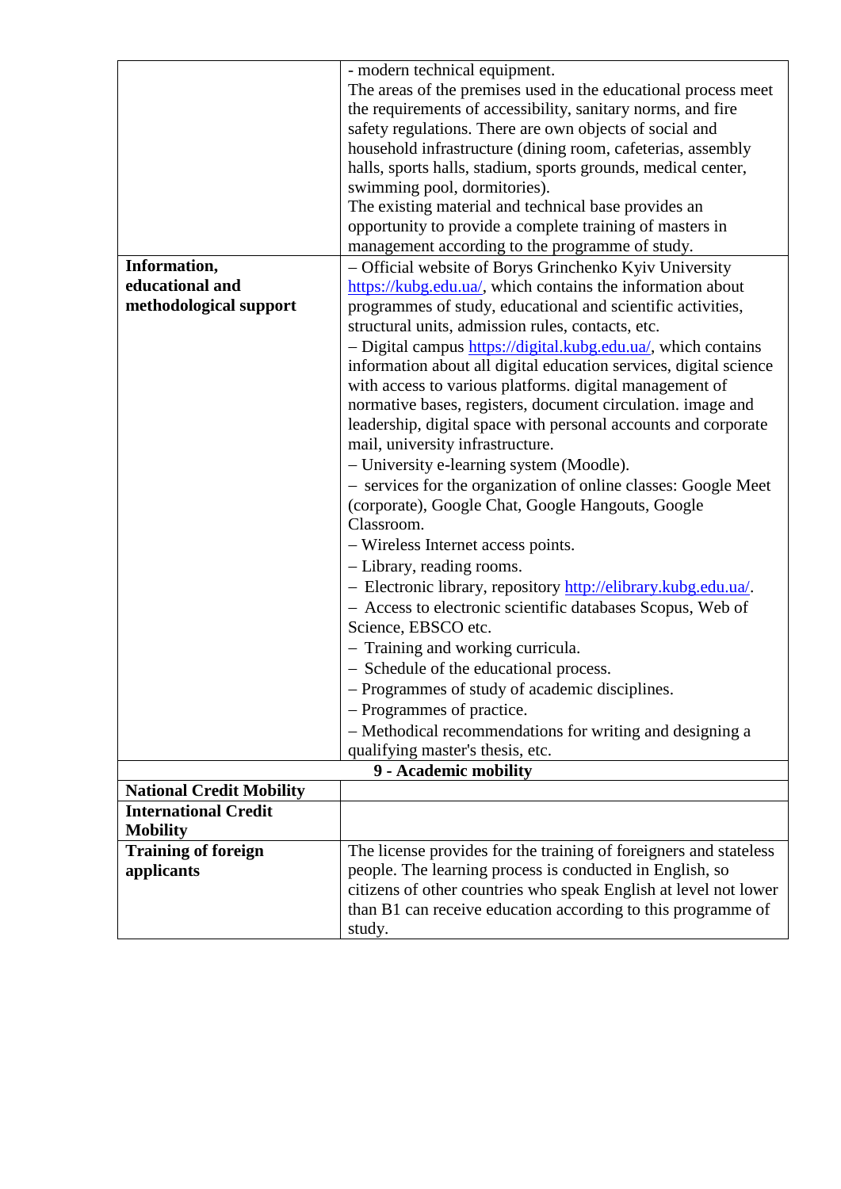| | |
|---|---|
| | - modern technical equipment.<br>The areas of the premises used in the educational process meet the requirements of accessibility, sanitary norms, and fire safety regulations. There are own objects of social and household infrastructure (dining room, cafeterias, assembly halls, sports halls, stadium, sports grounds, medical center, swimming pool, dormitories).<br>The existing material and technical base provides an opportunity to provide a complete training of masters in management according to the programme of study. |
| **Information, educational and methodological support** | – Official website of Borys Grinchenko Kyiv University https://kubg.edu.ua/, which contains the information about programmes of study, educational and scientific activities, structural units, admission rules, contacts, etc.<br>– Digital campus https://digital.kubg.edu.ua/, which contains information about all digital education services, digital science with access to various platforms. digital management of normative bases, registers, document circulation. image and leadership, digital space with personal accounts and corporate mail, university infrastructure.<br>– University e-learning system (Moodle).<br>– services for the organization of online classes: Google Meet (corporate), Google Chat, Google Hangouts, Google Classroom.<br>– Wireless Internet access points.<br>– Library, reading rooms.<br>– Electronic library, repository http://elibrary.kubg.edu.ua/.<br>– Access to electronic scientific databases Scopus, Web of Science, EBSCO etc.<br>– Training and working curricula.<br>– Schedule of the educational process.<br>– Programmes of study of academic disciplines.<br>– Programmes of practice.<br>– Methodical recommendations for writing and designing a qualifying master's thesis, etc. |
| **9 - Academic mobility** | |
| **National Credit Mobility** | |
| **International Credit Mobility** | |
| **Training of foreign applicants** | The license provides for the training of foreigners and stateless people. The learning process is conducted in English, so citizens of other countries who speak English at level not lower than B1 can receive education according to this programme of study. |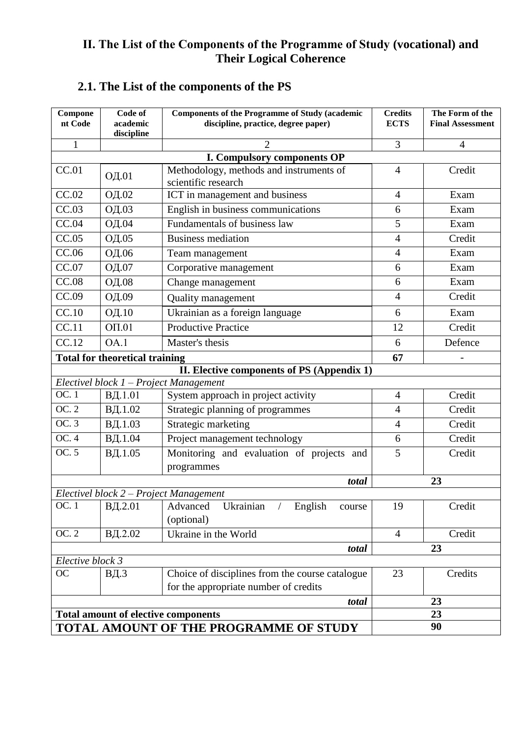## II. The List of the Components of the Programme of Study (vocational) and Their Logical Coherence

### 2.1. The List of the components of the PS

| Component Code | Code of academic discipline | Components of the Programme of Study (academic discipline, practice, degree paper) | Credits ECTS | The Form of the Final Assessment |
|---|---|---|---|---|
| 1 | | 2 | 3 | 4 |
| **I. Compulsory components OP** | | | | |
| CC.01 | ОД.01 | Methodology, methods and instruments of scientific research | 4 | Credit |
| CC.02 | ОД.02 | ICT in management and business | 4 | Exam |
| CC.03 | ОД.03 | English in business communications | 6 | Exam |
| CC.04 | ОД.04 | Fundamentals of business law | 5 | Exam |
| CC.05 | ОД.05 | Business mediation | 4 | Credit |
| CC.06 | ОД.06 | Team management | 4 | Exam |
| CC.07 | ОД.07 | Corporative management | 6 | Exam |
| CC.08 | ОД.08 | Change management | 6 | Exam |
| CC.09 | ОД.09 | Quality management | 4 | Credit |
| CC.10 | ОД.10 | Ukrainian as a foreign language | 6 | Exam |
| CC.11 | ОП.01 | Productive Practice | 12 | Credit |
| CC.12 | ОА.1 | Master's thesis | 6 | Defence |
| **Total for theoretical training** | | | **67** | - |
| **II. Elective components of PS (Appendix 1)** | | | | |
| *Electivel block 1 – Project Management* | | | | |
| OC. 1 | ВД.1.01 | System approach in project activity | 4 | Credit |
| OC. 2 | ВД.1.02 | Strategic planning of programmes | 4 | Credit |
| OC. 3 | ВД.1.03 | Strategic marketing | 4 | Credit |
| OC. 4 | ВД.1.04 | Project management technology | 6 | Credit |
| OC. 5 | ВД.1.05 | Monitoring and evaluation of projects and programmes | 5 | Credit |
| | | ***total*** | **23** | |
| *Electivel block 2 – Project Management* | | | | |
| OC. 1 | ВД.2.01 | Advanced Ukrainian / English course (optional) | 19 | Credit |
| OC. 2 | ВД.2.02 | Ukraine in the World | 4 | Credit |
| | | ***total*** | **23** | |
| *Elective block 3* | | | | |
| OC | ВД.3 | Choice of disciplines from the course catalogue for the appropriate number of credits | 23 | Credits |
| | | ***total*** | **23** | |
| **Total amount of elective components** | | | **23** | |
| **TOTAL AMOUNT OF THE PROGRAMME OF STUDY** | | | **90** | |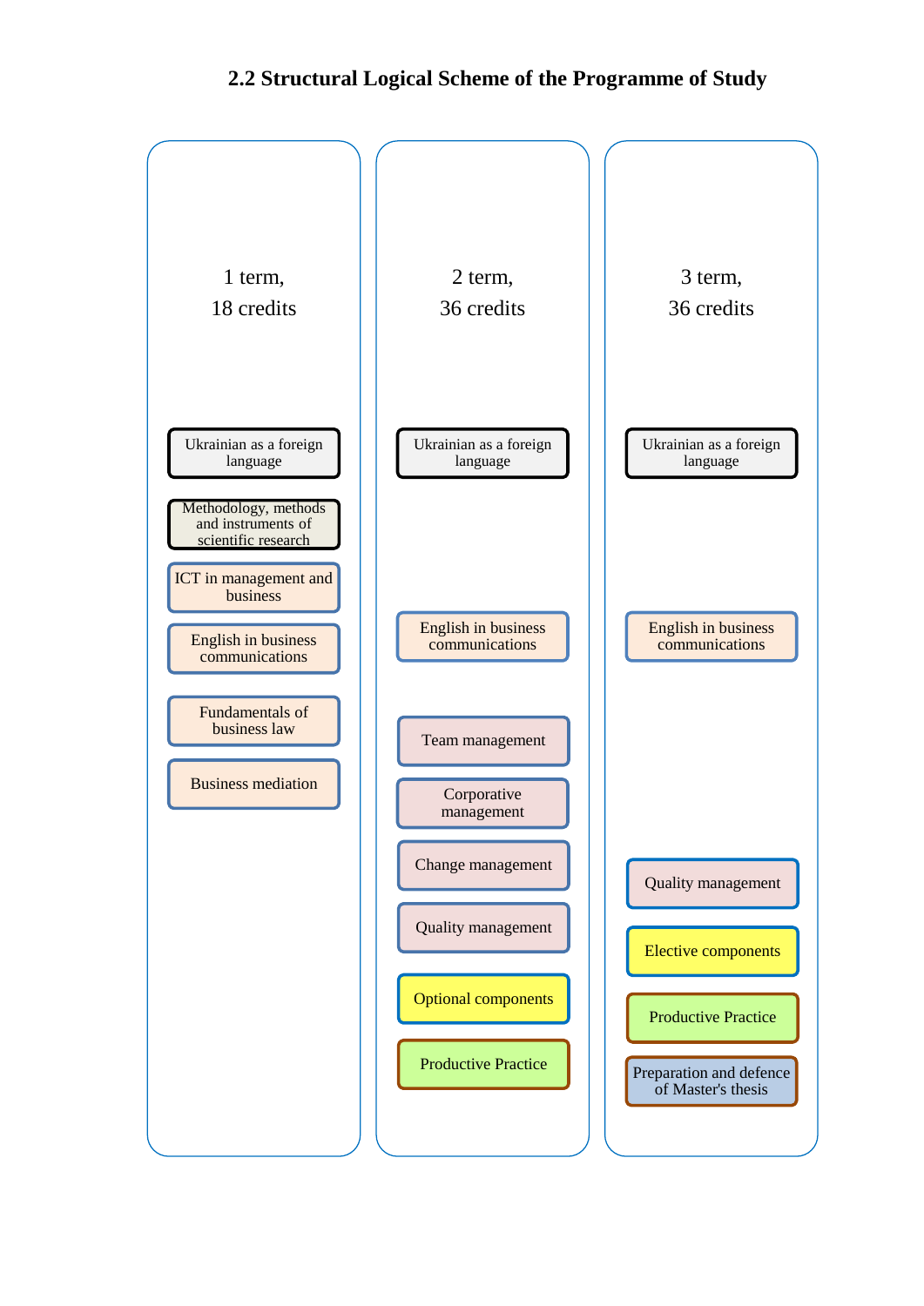## 2.2 Structural Logical Scheme of the Programme of Study

| 1 term, 18 credits | 2 term, 36 credits | 3 term, 36 credits |
|---|---|---|
| Ukrainian as a foreign language | Ukrainian as a foreign language | Ukrainian as a foreign language |
| Methodology, methods and instruments of scientific research | | |
| ICT in management and business | | |
| English in business communications | English in business communications | English in business communications |
| Fundamentals of business law | Team management | |
| Business mediation | Corporative management | |
| | Change management | Quality management |
| | Quality management | Elective components |
| | Optional components | Productive Practice |
| | Productive Practice | Preparation and defence of Master's thesis |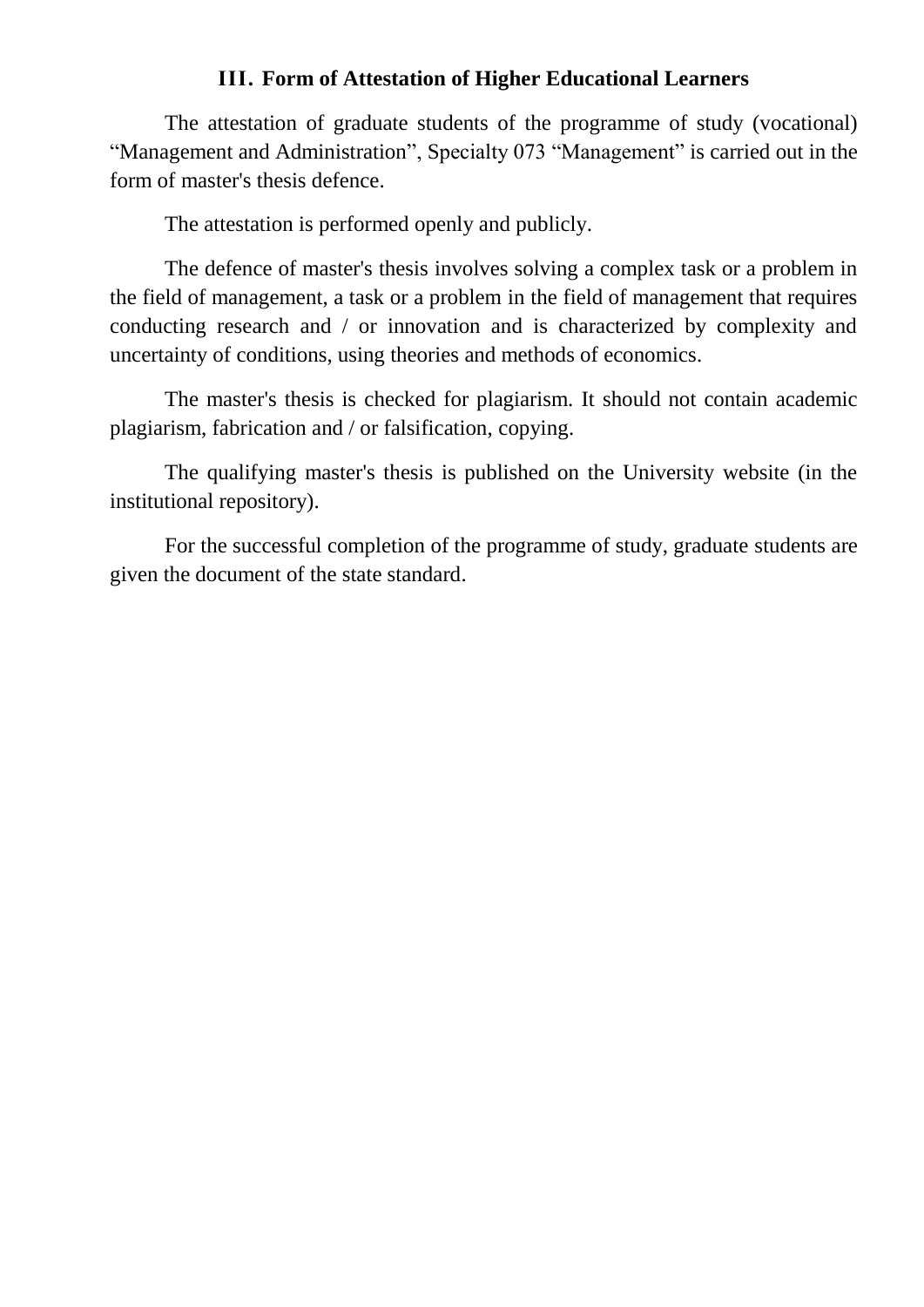## III. Form of Attestation of Higher Educational Learners

The attestation of graduate students of the programme of study (vocational) “Management and Administration”, Specialty 073 “Management” is carried out in the form of master's thesis defence.

The attestation is performed openly and publicly.

The defence of master's thesis involves solving a complex task or a problem in the field of management, a task or a problem in the field of management that requires conducting research and / or innovation and is characterized by complexity and uncertainty of conditions, using theories and methods of economics.

The master's thesis is checked for plagiarism. It should not contain academic plagiarism, fabrication and / or falsification, copying.

The qualifying master's thesis is published on the University website (in the institutional repository).

For the successful completion of the programme of study, graduate students are given the document of the state standard.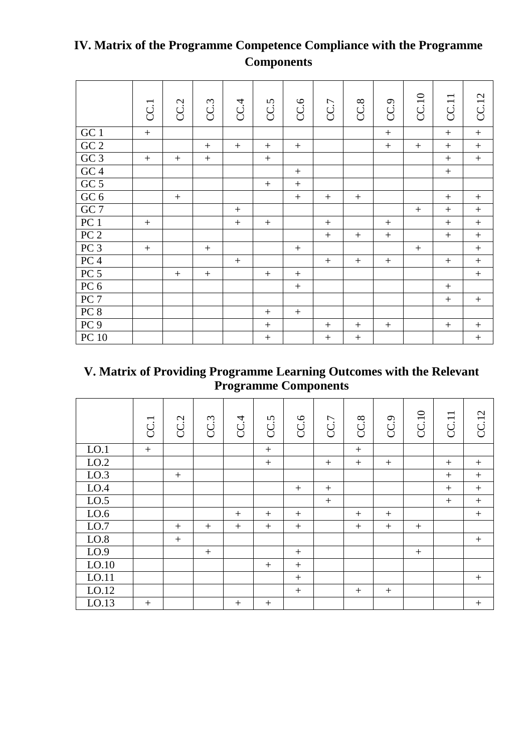## IV. Matrix of the Programme Competence Compliance with the Programme Components

| | CC.1 | CC.2 | CC.3 | CC.4 | CC.5 | CC.6 | CC.7 | CC.8 | CC.9 | CC.10 | CC.11 | CC.12 |
|---|---|---|---|---|---|---|---|---|---|---|---|---|
| GC 1 | + | | | | | | | | + | | + | + |
| GC 2 | | | + | + | + | + | | | + | + | + | + |
| GC 3 | + | + | + | | + | | | | | | + | + |
| GC 4 | | | | | | + | | | | | + | |
| GC 5 | | | | | + | + | | | | | | |
| GC 6 | | + | | | | + | + | + | | | + | + |
| GC 7 | | | | + | | | | | | + | + | + |
| PC 1 | + | | | + | + | | + | | + | | + | + |
| PC 2 | | | | | | | + | + | + | | + | + |
| PC 3 | + | | + | | | + | | | | + | | + |
| PC 4 | | | | + | | | + | + | + | | + | + |
| PC 5 | | + | + | | + | + | | | | | | + |
| PC 6 | | | | | | + | | | | | + | |
| PC 7 | | | | | | | | | | | + | + |
| PC 8 | | | | | + | + | | | | | | |
| PC 9 | | | | | + | | + | + | + | | + | + |
| PC 10 | | | | | + | | + | + | | | | + |

## V. Matrix of Providing Programme Learning Outcomes with the Relevant Programme Components

| | CC.1 | CC.2 | CC.3 | CC.4 | CC.5 | CC.6 | CC.7 | CC.8 | CC.9 | CC.10 | CC.11 | CC.12 |
|---|---|---|---|---|---|---|---|---|---|---|---|---|
| LO.1 | + | | | | + | | | + | | | | |
| LO.2 | | | | | + | | + | + | + | | + | + |
| LO.3 | | + | | | | | | | | | + | + |
| LO.4 | | | | | | + | + | | | | + | + |
| LO.5 | | | | | | | + | | | | + | + |
| LO.6 | | | | + | + | + | | + | + | | | + |
| LO.7 | | + | + | + | + | + | | + | + | + | | |
| LO.8 | | + | | | | | | | | | | + |
| LO.9 | | | + | | | + | | | | + | | |
| LO.10 | | | | | + | + | | | | | | |
| LO.11 | | | | | | + | | | | | | + |
| LO.12 | | | | | | + | | + | + | | | |
| LO.13 | + | | | + | + | | | | | | | + |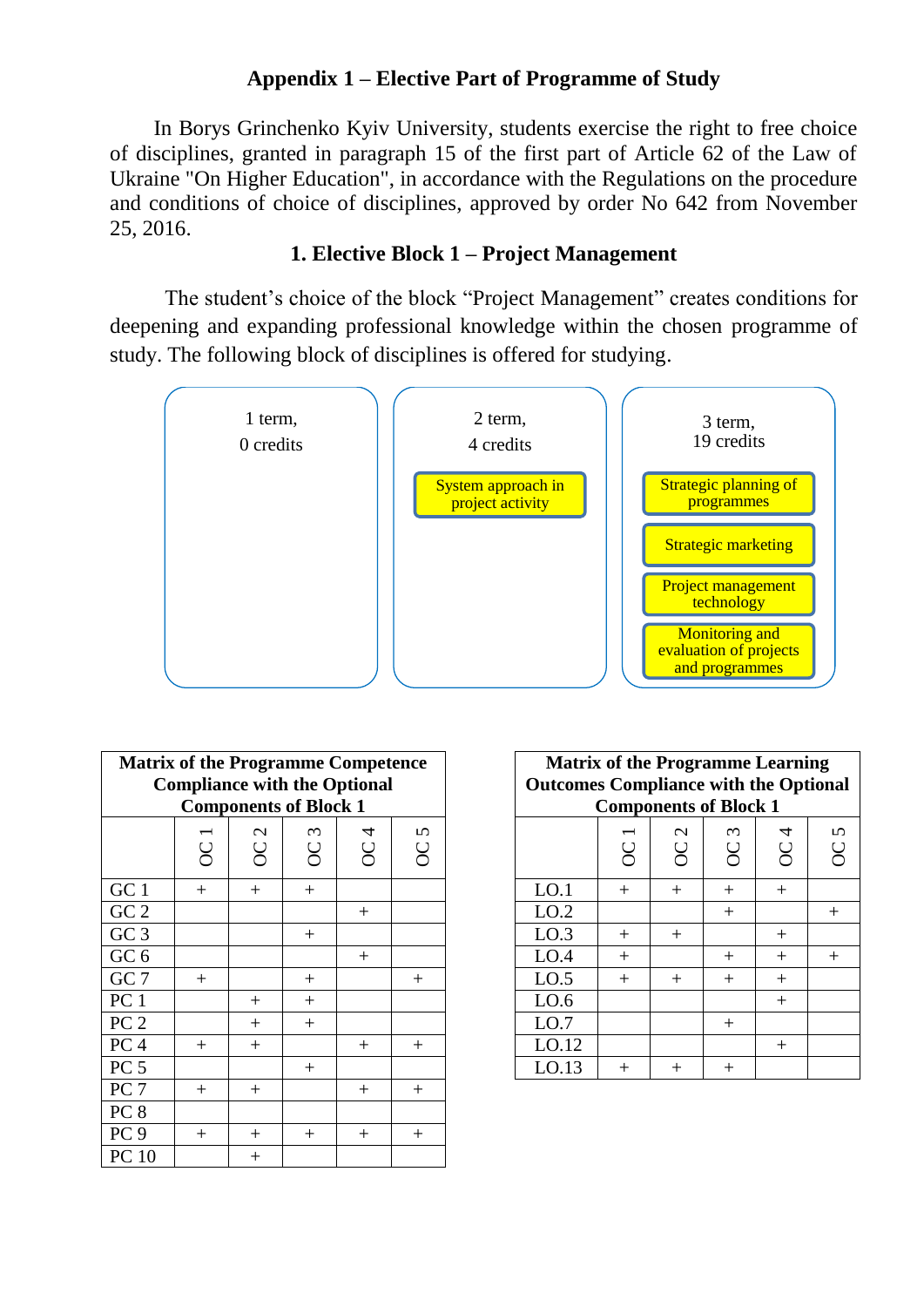## Appendix 1 – Elective Part of Programme of Study

In Borys Grinchenko Kyiv University, students exercise the right to free choice of disciplines, granted in paragraph 15 of the first part of Article 62 of the Law of Ukraine "On Higher Education", in accordance with the Regulations on the procedure and conditions of choice of disciplines, approved by order No 642 from November 25, 2016.

### 1. Elective Block 1 – Project Management

The student's choice of the block "Project Management" creates conditions for deepening and expanding professional knowledge within the chosen programme of study. The following block of disciplines is offered for studying.

| 1 term, 0 credits | 2 term, 4 credits | 3 term, 19 credits |
|---|---|---|
| | System approach in project activity | Strategic planning of programmes |
| | | Strategic marketing |
| | | Project management technology |
| | | Monitoring and evaluation of projects and programmes |

**Matrix of the Programme Competence Compliance with the Optional Components of Block 1**

| | OC 1 | OC 2 | OC 3 | OC 4 | OC 5 |
|---|---|---|---|---|---|
| GC 1 | + | + | + | | |
| GC 2 | | | | + | |
| GC 3 | | | + | | |
| GC 6 | | | | + | |
| GC 7 | + | | + | | + |
| PC 1 | | + | + | | |
| PC 2 | | + | + | | |
| PC 4 | + | + | | + | + |
| PC 5 | | | + | | |
| PC 7 | + | + | | + | + |
| PC 8 | | | | | |
| PC 9 | + | + | + | + | + |
| PC 10 | | + | | | |

**Matrix of the Programme Learning Outcomes Compliance with the Optional Components of Block 1**

| | OC 1 | OC 2 | OC 3 | OC 4 | OC 5 |
|---|---|---|---|---|---|
| LO.1 | + | + | + | + | |
| LO.2 | | | + | | + |
| LO.3 | + | + | | + | |
| LO.4 | + | | + | + | + |
| LO.5 | + | + | + | + | |
| LO.6 | | | | + | |
| LO.7 | | | + | | |
| LO.12 | | | | + | |
| LO.13 | + | + | + | | |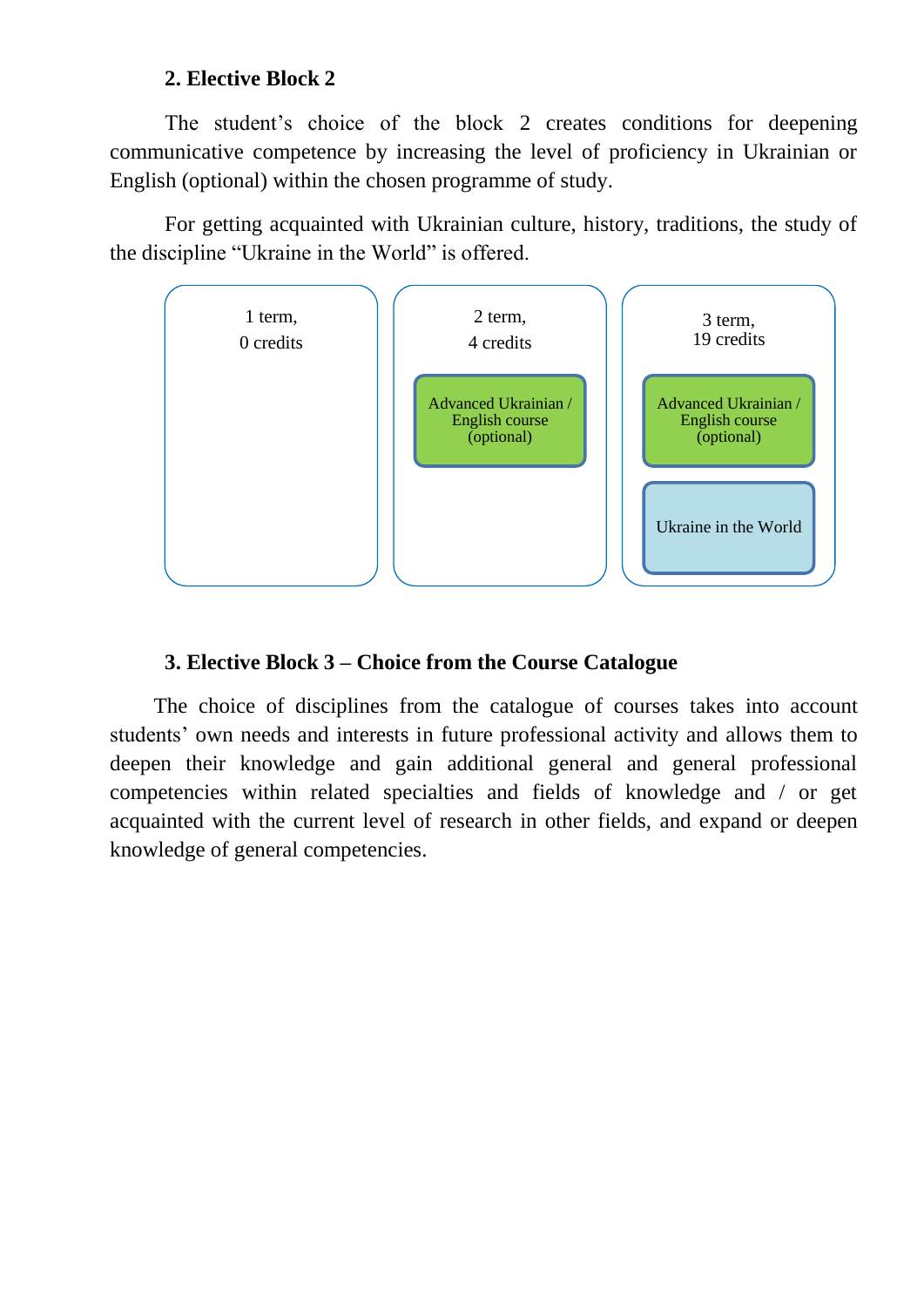## 2. Elective Block 2

The student's choice of the block 2 creates conditions for deepening communicative competence by increasing the level of proficiency in Ukrainian or English (optional) within the chosen programme of study.

For getting acquainted with Ukrainian culture, history, traditions, the study of the discipline "Ukraine in the World" is offered.

1 term,
0 credits

2 term,
4 credits

Advanced Ukrainian / English course (optional)

3 term,
19 credits

Advanced Ukrainian / English course (optional)

Ukraine in the World

## 3. Elective Block 3 – Choice from the Course Catalogue

The choice of disciplines from the catalogue of courses takes into account students' own needs and interests in future professional activity and allows them to deepen their knowledge and gain additional general and general professional competencies within related specialties and fields of knowledge and / or get acquainted with the current level of research in other fields, and expand or deepen knowledge of general competencies.